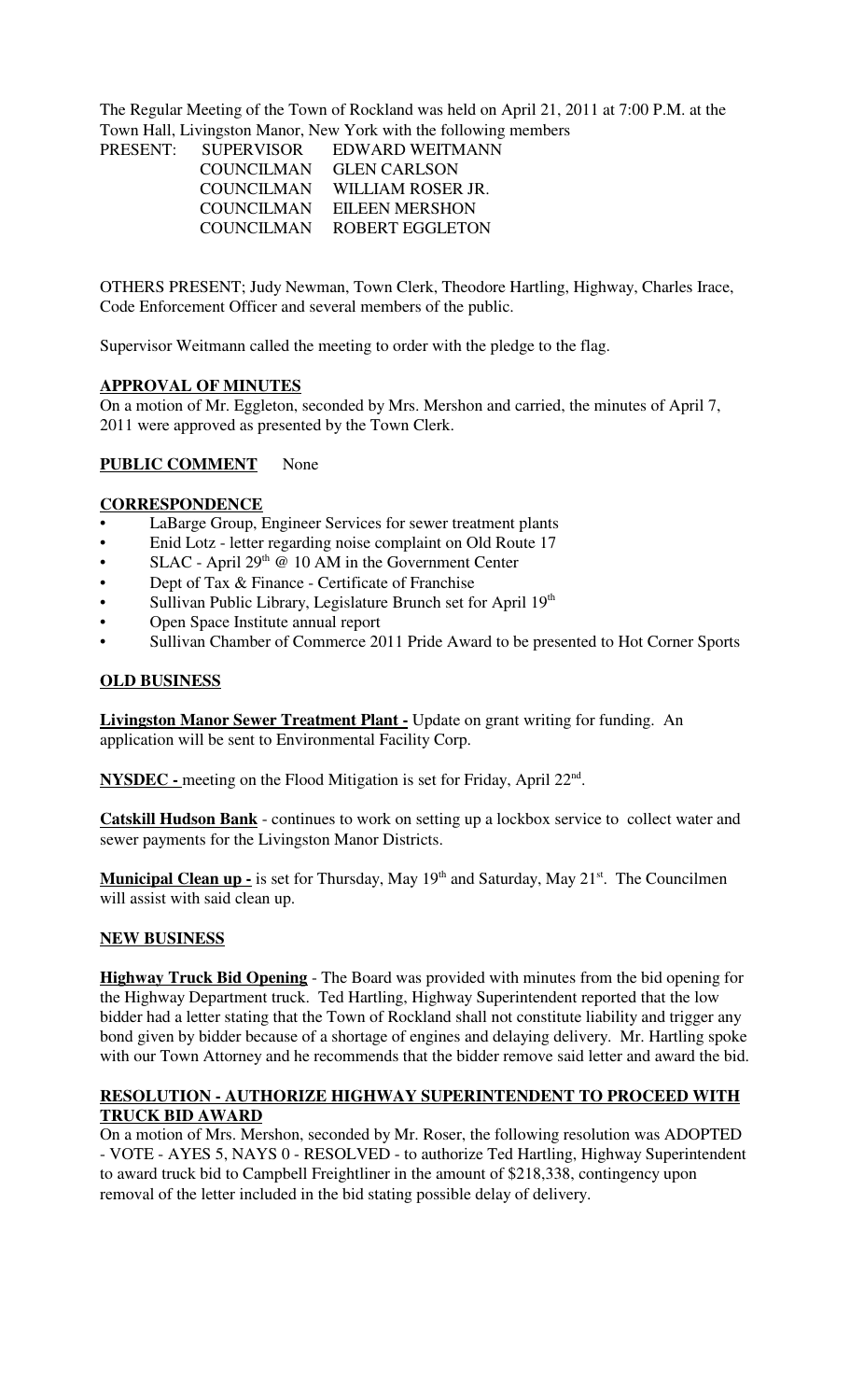The Regular Meeting of the Town of Rockland was held on April 21, 2011 at 7:00 P.M. at the Town Hall, Livingston Manor, New York with the following members

| PRESENT: | SUPERVISOR | EDWARD WEITMANN |
|---|---|---|
| | COUNCILMAN | GLEN CARLSON |
| | COUNCILMAN | WILLIAM ROSER JR. |
| | COUNCILMAN | EILEEN MERSHON |
| | COUNCILMAN | ROBERT EGGLETON |

OTHERS PRESENT; Judy Newman, Town Clerk, Theodore Hartling, Highway, Charles Irace, Code Enforcement Officer and several members of the public.

Supervisor Weitmann called the meeting to order with the pledge to the flag.

**APPROVAL OF MINUTES**

On a motion of Mr. Eggleton, seconded by Mrs. Mershon and carried, the minutes of April 7, 2011 were approved as presented by the Town Clerk.

**PUBLIC COMMENT** None

**CORRESPONDENCE**

- LaBarge Group, Engineer Services for sewer treatment plants
- Enid Lotz - letter regarding noise complaint on Old Route 17
- SLAC - April 29th @ 10 AM in the Government Center
- Dept of Tax & Finance - Certificate of Franchise
- Sullivan Public Library, Legislature Brunch set for April 19th
- Open Space Institute annual report
- Sullivan Chamber of Commerce 2011 Pride Award to be presented to Hot Corner Sports

**OLD BUSINESS**

**Livingston Manor Sewer Treatment Plant -** Update on grant writing for funding. An application will be sent to Environmental Facility Corp.

**NYSDEC -** meeting on the Flood Mitigation is set for Friday, April 22nd.

**Catskill Hudson Bank** - continues to work on setting up a lockbox service to collect water and sewer payments for the Livingston Manor Districts.

**Municipal Clean up -** is set for Thursday, May 19th and Saturday, May 21st. The Councilmen will assist with said clean up.

**NEW BUSINESS**

**Highway Truck Bid Opening** - The Board was provided with minutes from the bid opening for the Highway Department truck. Ted Hartling, Highway Superintendent reported that the low bidder had a letter stating that the Town of Rockland shall not constitute liability and trigger any bond given by bidder because of a shortage of engines and delaying delivery. Mr. Hartling spoke with our Town Attorney and he recommends that the bidder remove said letter and award the bid.

**RESOLUTION - AUTHORIZE HIGHWAY SUPERINTENDENT TO PROCEED WITH TRUCK BID AWARD**

On a motion of Mrs. Mershon, seconded by Mr. Roser, the following resolution was ADOPTED - VOTE - AYES 5, NAYS 0 - RESOLVED - to authorize Ted Hartling, Highway Superintendent to award truck bid to Campbell Freightliner in the amount of $218,338, contingency upon removal of the letter included in the bid stating possible delay of delivery.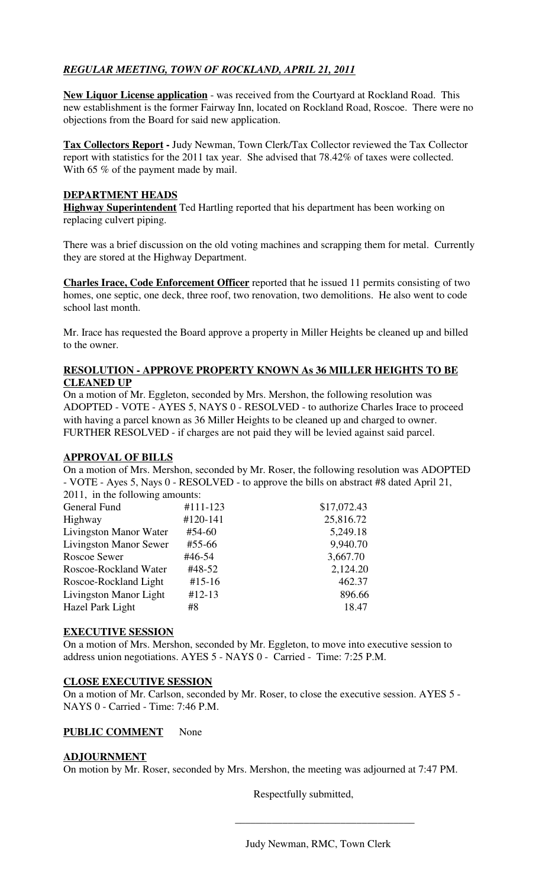***REGULAR MEETING, TOWN OF ROCKLAND, APRIL 21, 2011***

**New Liquor License application** - was received from the Courtyard at Rockland Road. This new establishment is the former Fairway Inn, located on Rockland Road, Roscoe. There were no objections from the Board for said new application.

**Tax Collectors Report -** Judy Newman, Town Clerk/Tax Collector reviewed the Tax Collector report with statistics for the 2011 tax year. She advised that 78.42% of taxes were collected. With 65 % of the payment made by mail.

**DEPARTMENT HEADS**

**Highway Superintendent** Ted Hartling reported that his department has been working on replacing culvert piping.

There was a brief discussion on the old voting machines and scrapping them for metal. Currently they are stored at the Highway Department.

**Charles Irace, Code Enforcement Officer** reported that he issued 11 permits consisting of two homes, one septic, one deck, three roof, two renovation, two demolitions. He also went to code school last month.

Mr. Irace has requested the Board approve a property in Miller Heights be cleaned up and billed to the owner.

**RESOLUTION - APPROVE PROPERTY KNOWN As 36 MILLER HEIGHTS TO BE CLEANED UP**

On a motion of Mr. Eggleton, seconded by Mrs. Mershon, the following resolution was ADOPTED - VOTE - AYES 5, NAYS 0 - RESOLVED - to authorize Charles Irace to proceed with having a parcel known as 36 Miller Heights to be cleaned up and charged to owner. FURTHER RESOLVED - if charges are not paid they will be levied against said parcel.

**APPROVAL OF BILLS**

On a motion of Mrs. Mershon, seconded by Mr. Roser, the following resolution was ADOPTED - VOTE - Ayes 5, Nays 0 - RESOLVED - to approve the bills on abstract #8 dated April 21, 2011, in the following amounts:

| | | |
|---|---|---|
| General Fund | #111-123 | $17,072.43 |
| Highway | #120-141 | 25,816.72 |
| Livingston Manor Water | #54-60 | 5,249.18 |
| Livingston Manor Sewer | #55-66 | 9,940.70 |
| Roscoe Sewer | #46-54 | 3,667.70 |
| Roscoe-Rockland Water | #48-52 | 2,124.20 |
| Roscoe-Rockland Light | #15-16 | 462.37 |
| Livingston Manor Light | #12-13 | 896.66 |
| Hazel Park Light | #8 | 18.47 |

**EXECUTIVE SESSION**

On a motion of Mrs. Mershon, seconded by Mr. Eggleton, to move into executive session to address union negotiations. AYES 5 - NAYS 0 - Carried - Time: 7:25 P.M.

**CLOSE EXECUTIVE SESSION**

On a motion of Mr. Carlson, seconded by Mr. Roser, to close the executive session. AYES 5 - NAYS 0 - Carried - Time: 7:46 P.M.

**PUBLIC COMMENT** None

**ADJOURNMENT**

On motion by Mr. Roser, seconded by Mrs. Mershon, the meeting was adjourned at 7:47 PM.

Respectfully submitted,

___________________________________

Judy Newman, RMC, Town Clerk